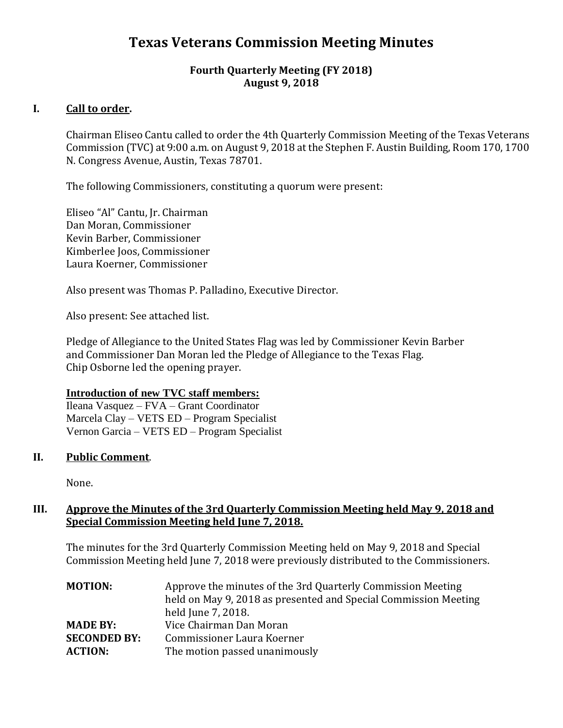# Texas Veterans Commission Meeting Minutes

**Fourth Quarterly Meeting (FY 2018)**
**August 9, 2018**

## I. Call to order.

Chairman Eliseo Cantu called to order the 4th Quarterly Commission Meeting of the Texas Veterans Commission (TVC) at 9:00 a.m. on August 9, 2018 at the Stephen F. Austin Building, Room 170, 1700 N. Congress Avenue, Austin, Texas 78701.

The following Commissioners, constituting a quorum were present:

Eliseo "Al" Cantu, Jr. Chairman
Dan Moran, Commissioner
Kevin Barber, Commissioner
Kimberlee Joos, Commissioner
Laura Koerner, Commissioner

Also present was Thomas P. Palladino, Executive Director.

Also present: See attached list.

Pledge of Allegiance to the United States Flag was led by Commissioner Kevin Barber and Commissioner Dan Moran led the Pledge of Allegiance to the Texas Flag.
Chip Osborne led the opening prayer.

**Introduction of new TVC staff members:**
Ileana Vasquez – FVA – Grant Coordinator
Marcela Clay – VETS ED – Program Specialist
Vernon Garcia – VETS ED – Program Specialist

## II. Public Comment.

None.

## III. Approve the Minutes of the 3rd Quarterly Commission Meeting held May 9, 2018 and Special Commission Meeting held June 7, 2018.

The minutes for the 3rd Quarterly Commission Meeting held on May 9, 2018 and Special Commission Meeting held June 7, 2018 were previously distributed to the Commissioners.

| | |
|---|---|
| **MOTION:** | Approve the minutes of the 3rd Quarterly Commission Meeting held on May 9, 2018 as presented and Special Commission Meeting held June 7, 2018. |
| **MADE BY:** | Vice Chairman Dan Moran |
| **SECONDED BY:** | Commissioner Laura Koerner |
| **ACTION:** | The motion passed unanimously |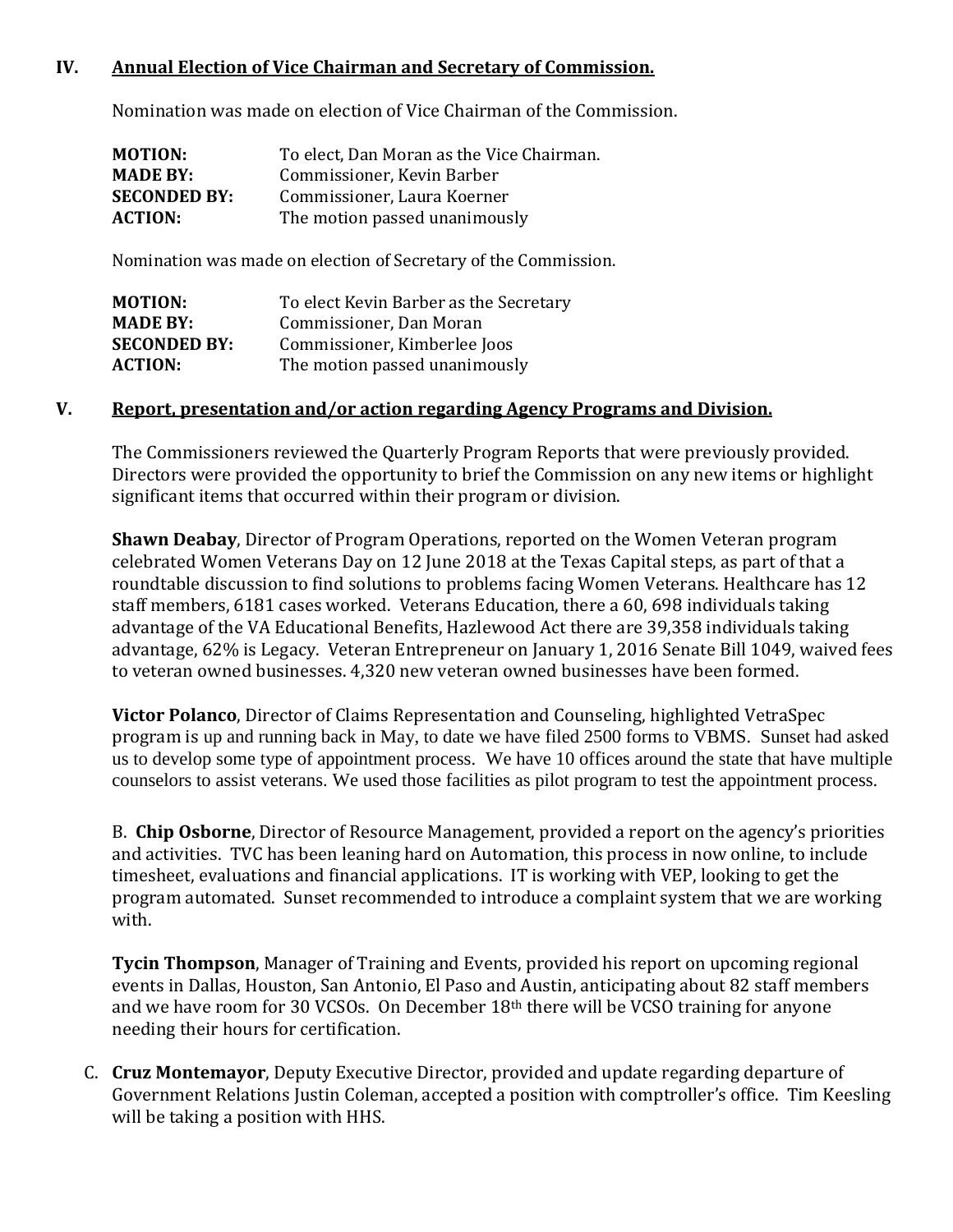## IV. Annual Election of Vice Chairman and Secretary of Commission.

Nomination was made on election of Vice Chairman of the Commission.

| | |
|---|---|
| **MOTION:** | To elect, Dan Moran as the Vice Chairman. |
| **MADE BY:** | Commissioner, Kevin Barber |
| **SECONDED BY:** | Commissioner, Laura Koerner |
| **ACTION:** | The motion passed unanimously |

Nomination was made on election of Secretary of the Commission.

| | |
|---|---|
| **MOTION:** | To elect Kevin Barber as the Secretary |
| **MADE BY:** | Commissioner, Dan Moran |
| **SECONDED BY:** | Commissioner, Kimberlee Joos |
| **ACTION:** | The motion passed unanimously |

## V. Report, presentation and/or action regarding Agency Programs and Division.

The Commissioners reviewed the Quarterly Program Reports that were previously provided. Directors were provided the opportunity to brief the Commission on any new items or highlight significant items that occurred within their program or division.

**Shawn Deabay**, Director of Program Operations, reported on the Women Veteran program celebrated Women Veterans Day on 12 June 2018 at the Texas Capital steps, as part of that a roundtable discussion to find solutions to problems facing Women Veterans. Healthcare has 12 staff members, 6181 cases worked. Veterans Education, there a 60, 698 individuals taking advantage of the VA Educational Benefits, Hazlewood Act there are 39,358 individuals taking advantage, 62% is Legacy. Veteran Entrepreneur on January 1, 2016 Senate Bill 1049, waived fees to veteran owned businesses. 4,320 new veteran owned businesses have been formed.

**Victor Polanco**, Director of Claims Representation and Counseling, highlighted VetraSpec program is up and running back in May, to date we have filed 2500 forms to VBMS. Sunset had asked us to develop some type of appointment process. We have 10 offices around the state that have multiple counselors to assist veterans. We used those facilities as pilot program to test the appointment process.

B. **Chip Osborne**, Director of Resource Management, provided a report on the agency's priorities and activities. TVC has been leaning hard on Automation, this process in now online, to include timesheet, evaluations and financial applications. IT is working with VEP, looking to get the program automated. Sunset recommended to introduce a complaint system that we are working with.

**Tycin Thompson**, Manager of Training and Events, provided his report on upcoming regional events in Dallas, Houston, San Antonio, El Paso and Austin, anticipating about 82 staff members and we have room for 30 VCSOs. On December 18th there will be VCSO training for anyone needing their hours for certification.

C. **Cruz Montemayor**, Deputy Executive Director, provided and update regarding departure of Government Relations Justin Coleman, accepted a position with comptroller's office. Tim Keesling will be taking a position with HHS.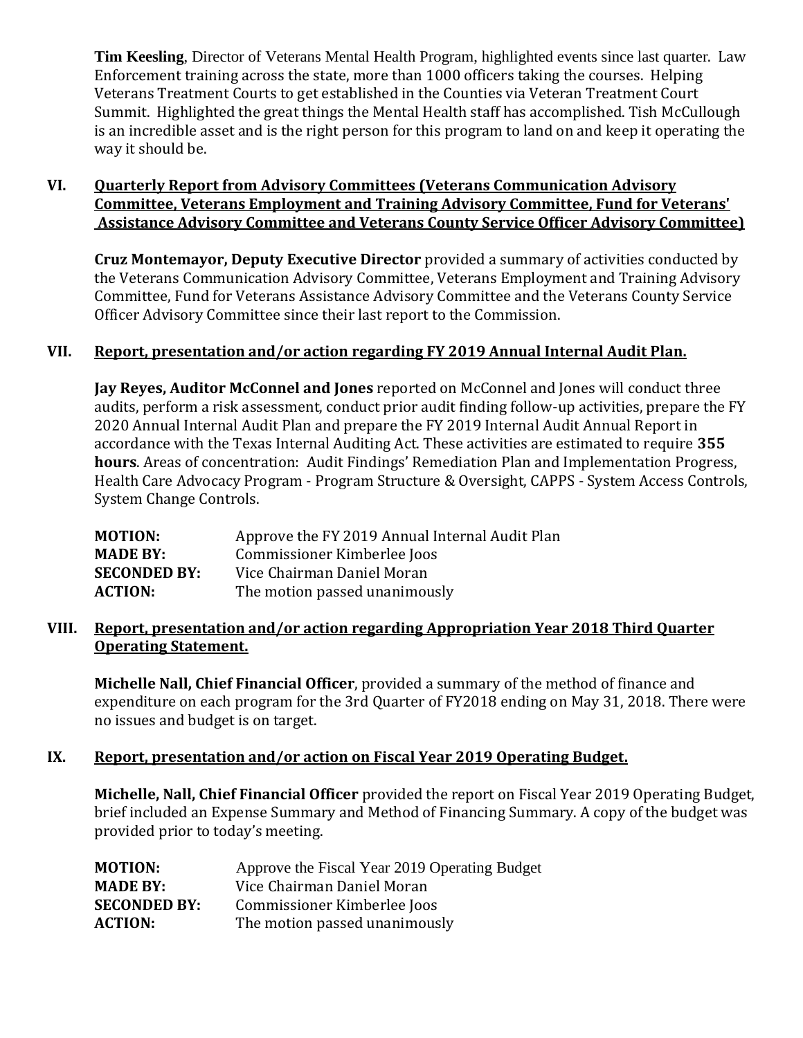**Tim Keesling**, Director of Veterans Mental Health Program, highlighted events since last quarter. Law Enforcement training across the state, more than 1000 officers taking the courses. Helping Veterans Treatment Courts to get established in the Counties via Veteran Treatment Court Summit. Highlighted the great things the Mental Health staff has accomplished. Tish McCullough is an incredible asset and is the right person for this program to land on and keep it operating the way it should be.

## VI. Quarterly Report from Advisory Committees (Veterans Communication Advisory Committee, Veterans Employment and Training Advisory Committee, Fund for Veterans' Assistance Advisory Committee and Veterans County Service Officer Advisory Committee)

**Cruz Montemayor, Deputy Executive Director** provided a summary of activities conducted by the Veterans Communication Advisory Committee, Veterans Employment and Training Advisory Committee, Fund for Veterans Assistance Advisory Committee and the Veterans County Service Officer Advisory Committee since their last report to the Commission.

## VII. Report, presentation and/or action regarding FY 2019 Annual Internal Audit Plan.

**Jay Reyes, Auditor McConnel and Jones** reported on McConnel and Jones will conduct three audits, perform a risk assessment, conduct prior audit finding follow-up activities, prepare the FY 2020 Annual Internal Audit Plan and prepare the FY 2019 Internal Audit Annual Report in accordance with the Texas Internal Auditing Act. These activities are estimated to require **355 hours**. Areas of concentration: Audit Findings' Remediation Plan and Implementation Progress, Health Care Advocacy Program - Program Structure & Oversight, CAPPS - System Access Controls, System Change Controls.

**MOTION:** Approve the FY 2019 Annual Internal Audit Plan
**MADE BY:** Commissioner Kimberlee Joos
**SECONDED BY:** Vice Chairman Daniel Moran
**ACTION:** The motion passed unanimously

## VIII. Report, presentation and/or action regarding Appropriation Year 2018 Third Quarter Operating Statement.

**Michelle Nall, Chief Financial Officer**, provided a summary of the method of finance and expenditure on each program for the 3rd Quarter of FY2018 ending on May 31, 2018. There were no issues and budget is on target.

## IX. Report, presentation and/or action on Fiscal Year 2019 Operating Budget.

**Michelle, Nall, Chief Financial Officer** provided the report on Fiscal Year 2019 Operating Budget, brief included an Expense Summary and Method of Financing Summary. A copy of the budget was provided prior to today's meeting.

**MOTION:** Approve the Fiscal Year 2019 Operating Budget
**MADE BY:** Vice Chairman Daniel Moran
**SECONDED BY:** Commissioner Kimberlee Joos
**ACTION:** The motion passed unanimously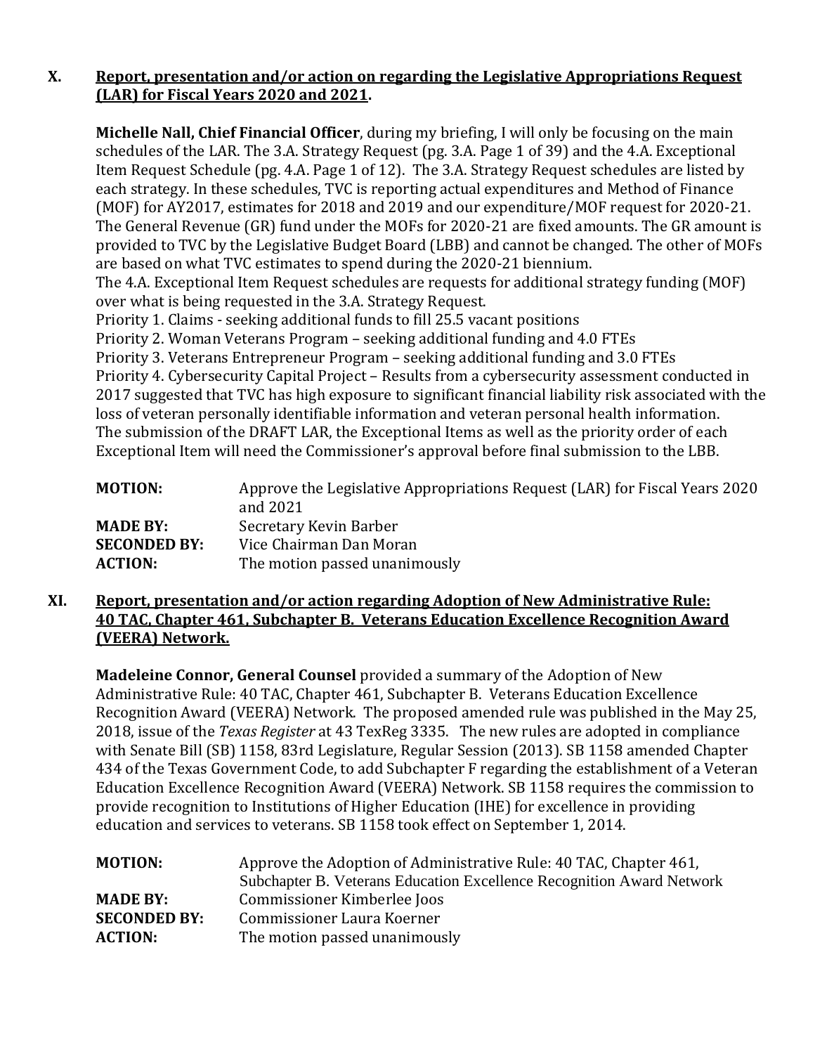## X. Report, presentation and/or action on regarding the Legislative Appropriations Request (LAR) for Fiscal Years 2020 and 2021.

**Michelle Nall, Chief Financial Officer**, during my briefing, I will only be focusing on the main schedules of the LAR. The 3.A. Strategy Request (pg. 3.A. Page 1 of 39) and the 4.A. Exceptional Item Request Schedule (pg. 4.A. Page 1 of 12). The 3.A. Strategy Request schedules are listed by each strategy. In these schedules, TVC is reporting actual expenditures and Method of Finance (MOF) for AY2017, estimates for 2018 and 2019 and our expenditure/MOF request for 2020-21. The General Revenue (GR) fund under the MOFs for 2020-21 are fixed amounts. The GR amount is provided to TVC by the Legislative Budget Board (LBB) and cannot be changed. The other of MOFs are based on what TVC estimates to spend during the 2020-21 biennium.
The 4.A. Exceptional Item Request schedules are requests for additional strategy funding (MOF) over what is being requested in the 3.A. Strategy Request.
Priority 1. Claims - seeking additional funds to fill 25.5 vacant positions
Priority 2. Woman Veterans Program – seeking additional funding and 4.0 FTEs
Priority 3. Veterans Entrepreneur Program – seeking additional funding and 3.0 FTEs
Priority 4. Cybersecurity Capital Project – Results from a cybersecurity assessment conducted in 2017 suggested that TVC has high exposure to significant financial liability risk associated with the loss of veteran personally identifiable information and veteran personal health information.
The submission of the DRAFT LAR, the Exceptional Items as well as the priority order of each Exceptional Item will need the Commissioner's approval before final submission to the LBB.

| | |
|---|---|
| **MOTION:** | Approve the Legislative Appropriations Request (LAR) for Fiscal Years 2020 and 2021 |
| **MADE BY:** | Secretary Kevin Barber |
| **SECONDED BY:** | Vice Chairman Dan Moran |
| **ACTION:** | The motion passed unanimously |

## XI. Report, presentation and/or action regarding Adoption of New Administrative Rule: 40 TAC, Chapter 461, Subchapter B. Veterans Education Excellence Recognition Award (VEERA) Network.

**Madeleine Connor, General Counsel** provided a summary of the Adoption of New Administrative Rule: 40 TAC, Chapter 461, Subchapter B. Veterans Education Excellence Recognition Award (VEERA) Network. The proposed amended rule was published in the May 25, 2018, issue of the *Texas Register* at 43 TexReg 3335. The new rules are adopted in compliance with Senate Bill (SB) 1158, 83rd Legislature, Regular Session (2013). SB 1158 amended Chapter 434 of the Texas Government Code, to add Subchapter F regarding the establishment of a Veteran Education Excellence Recognition Award (VEERA) Network. SB 1158 requires the commission to provide recognition to Institutions of Higher Education (IHE) for excellence in providing education and services to veterans. SB 1158 took effect on September 1, 2014.

| | |
|---|---|
| **MOTION:** | Approve the Adoption of Administrative Rule: 40 TAC, Chapter 461, Subchapter B. Veterans Education Excellence Recognition Award Network |
| **MADE BY:** | Commissioner Kimberlee Joos |
| **SECONDED BY:** | Commissioner Laura Koerner |
| **ACTION:** | The motion passed unanimously |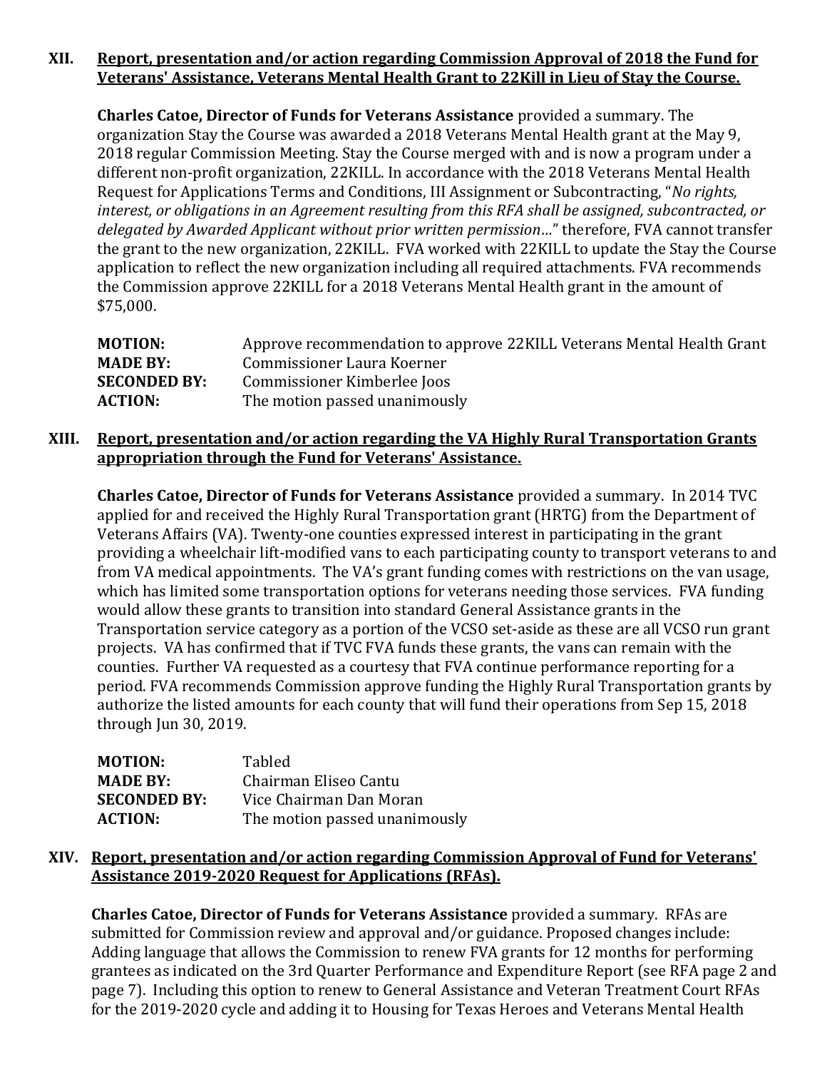**XII. Report, presentation and/or action regarding Commission Approval of 2018 the Fund for Veterans' Assistance, Veterans Mental Health Grant to 22Kill in Lieu of Stay the Course.**

**Charles Catoe, Director of Funds for Veterans Assistance** provided a summary. The organization Stay the Course was awarded a 2018 Veterans Mental Health grant at the May 9, 2018 regular Commission Meeting. Stay the Course merged with and is now a program under a different non-profit organization, 22KILL. In accordance with the 2018 Veterans Mental Health Request for Applications Terms and Conditions, III Assignment or Subcontracting, "*No rights, interest, or obligations in an Agreement resulting from this RFA shall be assigned, subcontracted, or delegated by Awarded Applicant without prior written permission…*" therefore, FVA cannot transfer the grant to the new organization, 22KILL. FVA worked with 22KILL to update the Stay the Course application to reflect the new organization including all required attachments. FVA recommends the Commission approve 22KILL for a 2018 Veterans Mental Health grant in the amount of $75,000.

| | |
|---|---|
| **MOTION:** | Approve recommendation to approve 22KILL Veterans Mental Health Grant |
| **MADE BY:** | Commissioner Laura Koerner |
| **SECONDED BY:** | Commissioner Kimberlee Joos |
| **ACTION:** | The motion passed unanimously |

**XIII. Report, presentation and/or action regarding the VA Highly Rural Transportation Grants appropriation through the Fund for Veterans' Assistance.**

**Charles Catoe, Director of Funds for Veterans Assistance** provided a summary. In 2014 TVC applied for and received the Highly Rural Transportation grant (HRTG) from the Department of Veterans Affairs (VA). Twenty-one counties expressed interest in participating in the grant providing a wheelchair lift-modified vans to each participating county to transport veterans to and from VA medical appointments. The VA's grant funding comes with restrictions on the van usage, which has limited some transportation options for veterans needing those services. FVA funding would allow these grants to transition into standard General Assistance grants in the Transportation service category as a portion of the VCSO set-aside as these are all VCSO run grant projects. VA has confirmed that if TVC FVA funds these grants, the vans can remain with the counties. Further VA requested as a courtesy that FVA continue performance reporting for a period. FVA recommends Commission approve funding the Highly Rural Transportation grants by authorize the listed amounts for each county that will fund their operations from Sep 15, 2018 through Jun 30, 2019.

| | |
|---|---|
| **MOTION:** | Tabled |
| **MADE BY:** | Chairman Eliseo Cantu |
| **SECONDED BY:** | Vice Chairman Dan Moran |
| **ACTION:** | The motion passed unanimously |

**XIV. Report, presentation and/or action regarding Commission Approval of Fund for Veterans' Assistance 2019-2020 Request for Applications (RFAs).**

**Charles Catoe, Director of Funds for Veterans Assistance** provided a summary. RFAs are submitted for Commission review and approval and/or guidance. Proposed changes include: Adding language that allows the Commission to renew FVA grants for 12 months for performing grantees as indicated on the 3rd Quarter Performance and Expenditure Report (see RFA page 2 and page 7). Including this option to renew to General Assistance and Veteran Treatment Court RFAs for the 2019-2020 cycle and adding it to Housing for Texas Heroes and Veterans Mental Health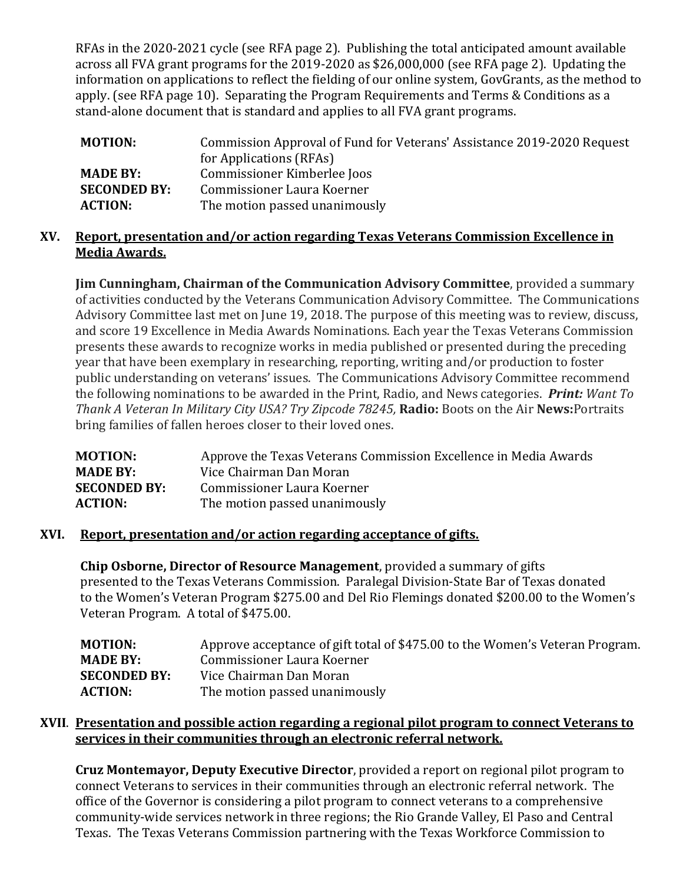RFAs in the 2020-2021 cycle (see RFA page 2). Publishing the total anticipated amount available across all FVA grant programs for the 2019-2020 as $26,000,000 (see RFA page 2). Updating the information on applications to reflect the fielding of our online system, GovGrants, as the method to apply. (see RFA page 10). Separating the Program Requirements and Terms & Conditions as a stand-alone document that is standard and applies to all FVA grant programs.

| | |
|---|---|
| **MOTION:** | Commission Approval of Fund for Veterans' Assistance 2019-2020 Request for Applications (RFAs) |
| **MADE BY:** | Commissioner Kimberlee Joos |
| **SECONDED BY:** | Commissioner Laura Koerner |
| **ACTION:** | The motion passed unanimously |

## XV. Report, presentation and/or action regarding Texas Veterans Commission Excellence in Media Awards.

**Jim Cunningham, Chairman of the Communication Advisory Committee**, provided a summary of activities conducted by the Veterans Communication Advisory Committee. The Communications Advisory Committee last met on June 19, 2018. The purpose of this meeting was to review, discuss, and score 19 Excellence in Media Awards Nominations. Each year the Texas Veterans Commission presents these awards to recognize works in media published or presented during the preceding year that have been exemplary in researching, reporting, writing and/or production to foster public understanding on veterans' issues. The Communications Advisory Committee recommend the following nominations to be awarded in the Print, Radio, and News categories. ***Print:*** *Want To Thank A Veteran In Military City USA? Try Zipcode 78245,* **Radio:** Boots on the Air **News:**Portraits bring families of fallen heroes closer to their loved ones.

| | |
|---|---|
| **MOTION:** | Approve the Texas Veterans Commission Excellence in Media Awards |
| **MADE BY:** | Vice Chairman Dan Moran |
| **SECONDED BY:** | Commissioner Laura Koerner |
| **ACTION:** | The motion passed unanimously |

## XVI. Report, presentation and/or action regarding acceptance of gifts.

**Chip Osborne, Director of Resource Management**, provided a summary of gifts presented to the Texas Veterans Commission. Paralegal Division-State Bar of Texas donated to the Women's Veteran Program $275.00 and Del Rio Flemings donated $200.00 to the Women's Veteran Program. A total of $475.00.

| | |
|---|---|
| **MOTION:** | Approve acceptance of gift total of $475.00 to the Women's Veteran Program. |
| **MADE BY:** | Commissioner Laura Koerner |
| **SECONDED BY:** | Vice Chairman Dan Moran |
| **ACTION:** | The motion passed unanimously |

## XVII. Presentation and possible action regarding a regional pilot program to connect Veterans to services in their communities through an electronic referral network.

**Cruz Montemayor, Deputy Executive Director**, provided a report on regional pilot program to connect Veterans to services in their communities through an electronic referral network. The office of the Governor is considering a pilot program to connect veterans to a comprehensive community-wide services network in three regions; the Rio Grande Valley, El Paso and Central Texas. The Texas Veterans Commission partnering with the Texas Workforce Commission to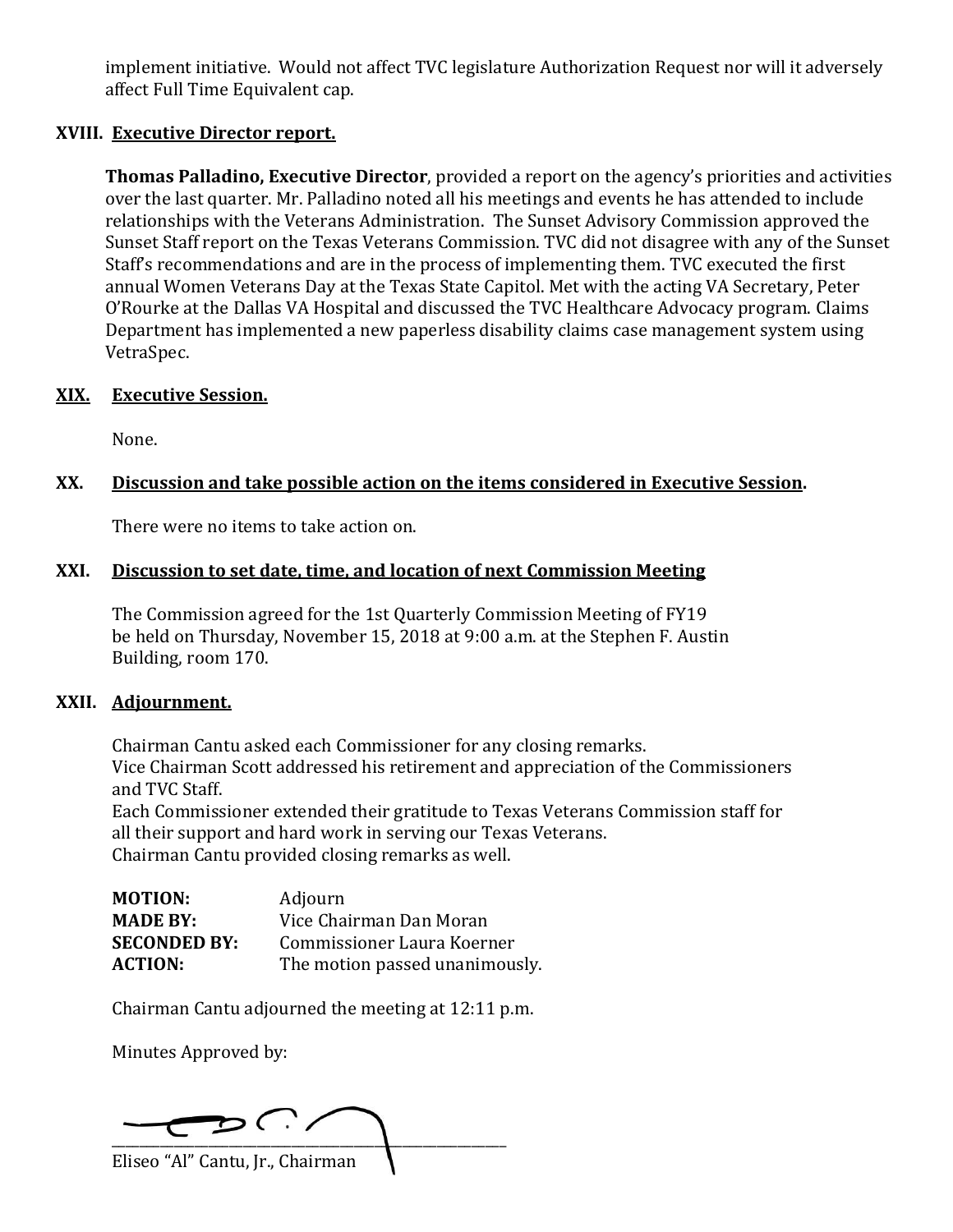implement initiative. Would not affect TVC legislature Authorization Request nor will it adversely affect Full Time Equivalent cap.

## XVIII. Executive Director report.

**Thomas Palladino, Executive Director**, provided a report on the agency's priorities and activities over the last quarter. Mr. Palladino noted all his meetings and events he has attended to include relationships with the Veterans Administration. The Sunset Advisory Commission approved the Sunset Staff report on the Texas Veterans Commission. TVC did not disagree with any of the Sunset Staff's recommendations and are in the process of implementing them. TVC executed the first annual Women Veterans Day at the Texas State Capitol. Met with the acting VA Secretary, Peter O'Rourke at the Dallas VA Hospital and discussed the TVC Healthcare Advocacy program. Claims Department has implemented a new paperless disability claims case management system using VetraSpec.

## XIX. Executive Session.

None.

## XX. Discussion and take possible action on the items considered in Executive Session.

There were no items to take action on.

## XXI. Discussion to set date, time, and location of next Commission Meeting

The Commission agreed for the 1st Quarterly Commission Meeting of FY19 be held on Thursday, November 15, 2018 at 9:00 a.m. at the Stephen F. Austin Building, room 170.

## XXII. Adjournment.

Chairman Cantu asked each Commissioner for any closing remarks.
Vice Chairman Scott addressed his retirement and appreciation of the Commissioners and TVC Staff.
Each Commissioner extended their gratitude to Texas Veterans Commission staff for all their support and hard work in serving our Texas Veterans.
Chairman Cantu provided closing remarks as well.

**MOTION:** Adjourn
**MADE BY:** Vice Chairman Dan Moran
**SECONDED BY:** Commissioner Laura Koerner
**ACTION:** The motion passed unanimously.

Chairman Cantu adjourned the meeting at 12:11 p.m.

Minutes Approved by:

\_\_\_\_\_\_\_\_\_\_\_\_\_\_\_\_\_\_\_\_\_\_\_\_\_\_\_\_\_\_\_\_\_\_\_\_\_\_\_\_
Eliseo "Al" Cantu, Jr., Chairman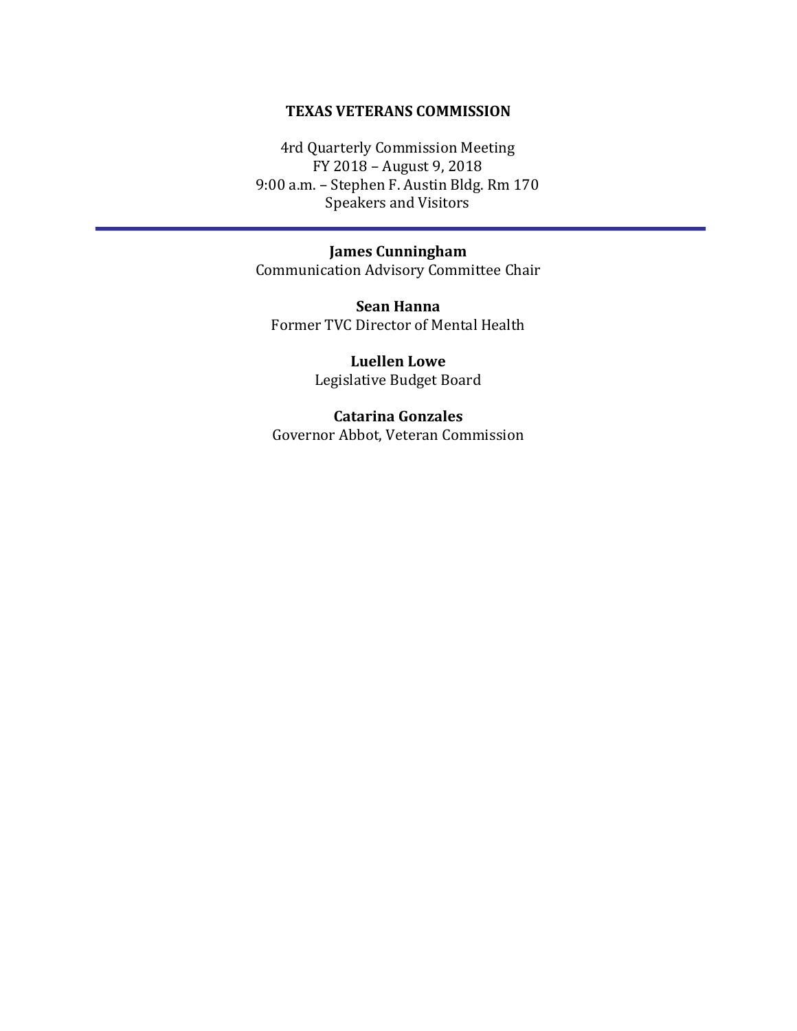**TEXAS VETERANS COMMISSION**

4rd Quarterly Commission Meeting
FY 2018 – August 9, 2018
9:00 a.m. – Stephen F. Austin Bldg. Rm 170
Speakers and Visitors

---

**James Cunningham**
Communication Advisory Committee Chair

**Sean Hanna**
Former TVC Director of Mental Health

**Luellen Lowe**
Legislative Budget Board

**Catarina Gonzales**
Governor Abbot, Veteran Commission